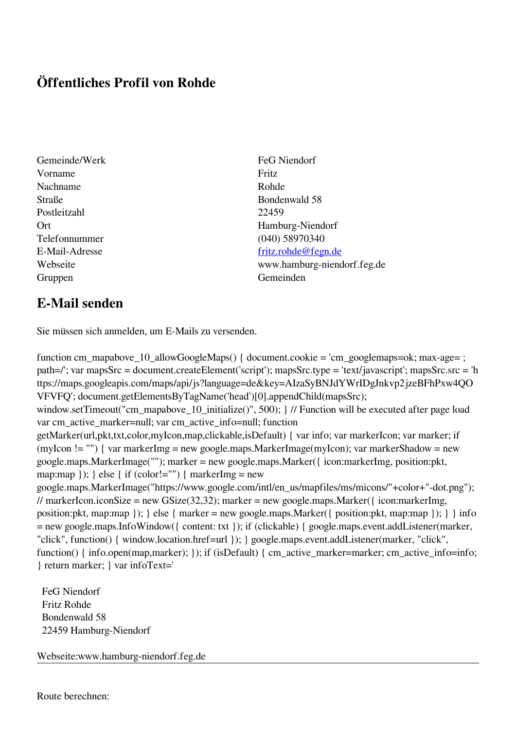# Öffentliches Profil von Rohde

| | |
|---|---|
| Gemeinde/Werk | FeG Niendorf |
| Vorname | Fritz |
| Nachname | Rohde |
| Straße | Bondenwald 58 |
| Postleitzahl | 22459 |
| Ort | Hamburg-Niendorf |
| Telefonnummer | (040) 58970340 |
| E-Mail-Adresse | [fritz.rohde@fegn.de](mailto:fritz.rohde@fegn.de) |
| Webseite | www.hamburg-niendorf.feg.de |
| Gruppen | Gemeinden |

## E-Mail senden

Sie müssen sich anmelden, um E-Mails zu versenden.

```
function cm_mapabove_10_allowGoogleMaps() { document.cookie = 'cm_googlemaps=ok; max-age= ; path=/'; var mapsSrc = document.createElement('script'); mapsSrc.type = 'text/javascript'; mapsSrc.src = 'https://maps.googleapis.com/maps/api/js?language=de&key=AIzaSyBNJdYWrIDgJnkvp2jzeBFhPxw4QOVFVFQ'; document.getElementsByTagName('head')[0].appendChild(mapsSrc); window.setTimeout("cm_mapabove_10_initialize()", 500); } // Function will be executed after page load var cm_active_marker=null; var cm_active_info=null; function getMarker(url,pkt,txt,color,myIcon,map,clickable,isDefault) { var info; var markerIcon; var marker; if (myIcon != "") { var markerImg = new google.maps.MarkerImage(myIcon); var markerShadow = new google.maps.MarkerImage(""); marker = new google.maps.Marker({ icon:markerImg, position:pkt, map:map }); } else { if (color!="") { markerImg = new google.maps.MarkerImage("https://www.google.com/intl/en_us/mapfiles/ms/micons/"+color+"-dot.png"); // markerIcon.iconSize = new GSize(32,32); marker = new google.maps.Marker({ icon:markerImg, position:pkt, map:map }); } else { marker = new google.maps.Marker({ position:pkt, map:map }); } } info = new google.maps.InfoWindow({ content: txt }); if (clickable) { google.maps.event.addListener(marker, "click", function() { window.location.href=url }); } google.maps.event.addListener(marker, "click", function() { info.open(map,marker); }); if (isDefault) { cm_active_marker=marker; cm_active_info=info; } return marker; } var infoText='
```

FeG Niendorf
Fritz Rohde
Bondenwald 58
22459 Hamburg-Niendorf

Webseite:www.hamburg-niendorf.feg.de

---

Route berechnen: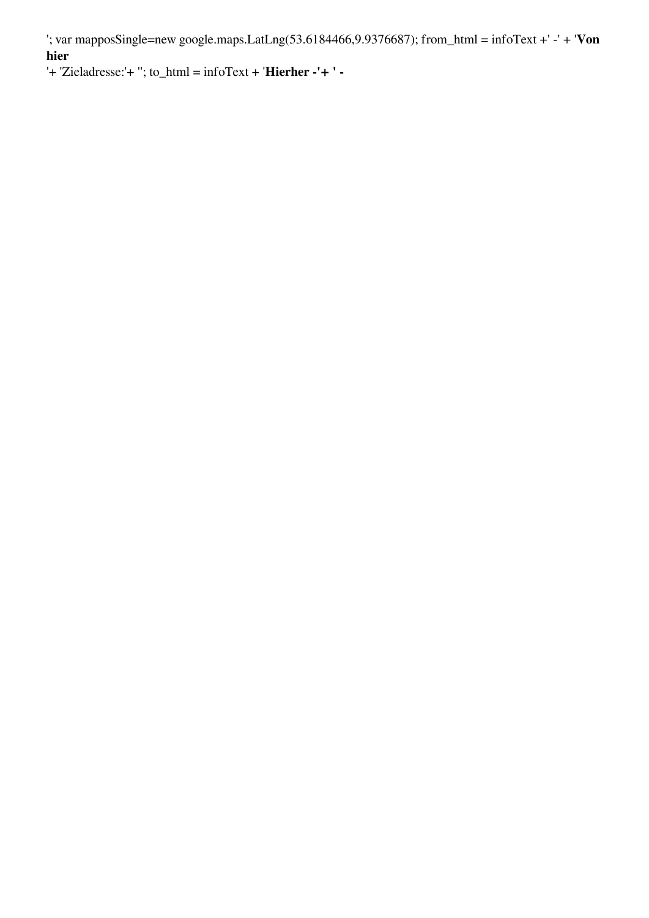'; var mapposSingle=new google.maps.LatLng(53.6184466,9.9376687); from_html = infoText +' -' + '**Von hier**

'+ 'Zieladresse:'+ ''; to_html = infoText + '**Hierher -'+ ' -**